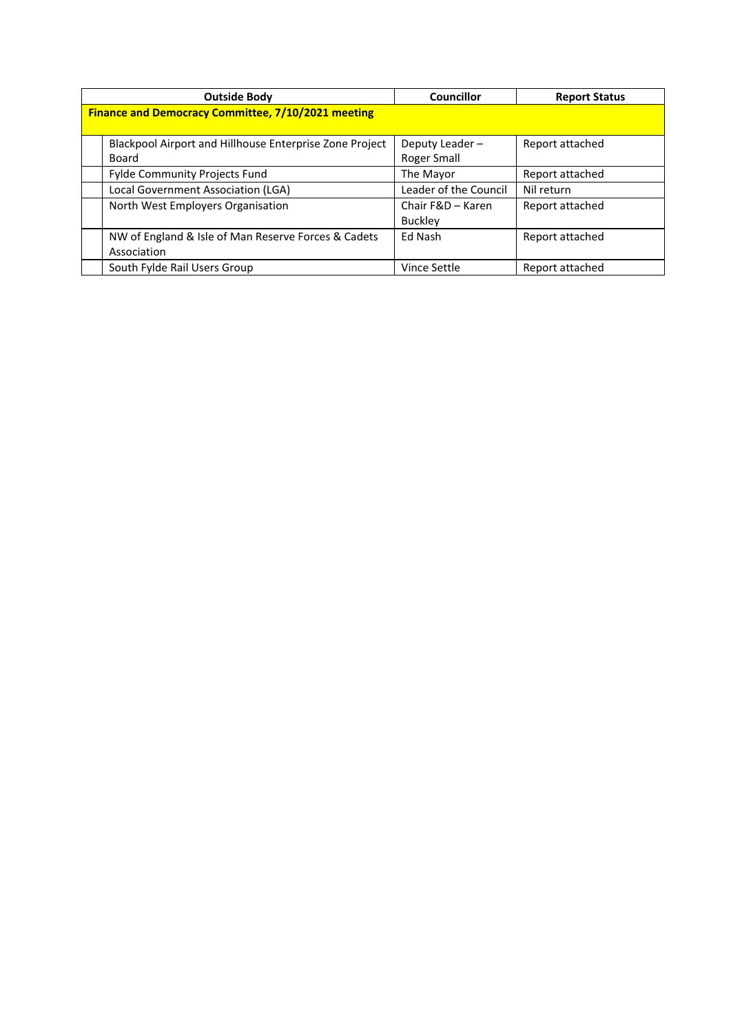| | Outside Body | Councillor | Report Status |
|---|---|---|---|
| **Finance and Democracy Committee, 7/10/2021 meeting** | | | |
| | Blackpool Airport and Hillhouse Enterprise Zone Project Board | Deputy Leader – Roger Small | Report attached |
| | Fylde Community Projects Fund | The Mayor | Report attached |
| | Local Government Association (LGA) | Leader of the Council | Nil return |
| | North West Employers Organisation | Chair F&D – Karen Buckley | Report attached |
| | NW of England & Isle of Man Reserve Forces & Cadets Association | Ed Nash | Report attached |
| | South Fylde Rail Users Group | Vince Settle | Report attached |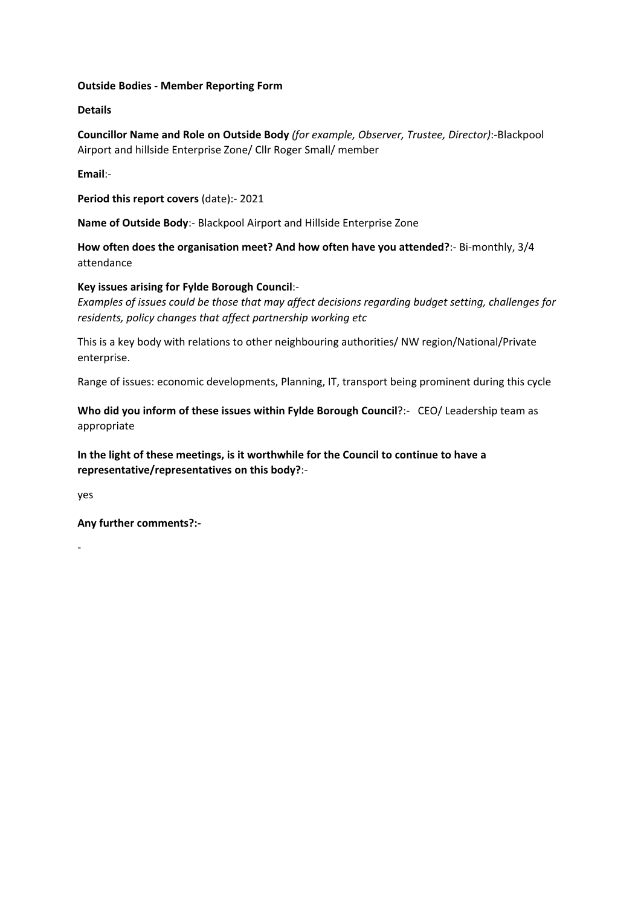**Outside Bodies - Member Reporting Form**

**Details**

**Councillor Name and Role on Outside Body** *(for example, Observer, Trustee, Director)*:-Blackpool Airport and hillside Enterprise Zone/ Cllr Roger Small/ member

**Email**:-

**Period this report covers** (date):- 2021

**Name of Outside Body**:- Blackpool Airport and Hillside Enterprise Zone

**How often does the organisation meet? And how often have you attended?**:- Bi-monthly, 3/4 attendance

**Key issues arising for Fylde Borough Council**:-
*Examples of issues could be those that may affect decisions regarding budget setting, challenges for residents, policy changes that affect partnership working etc*

This is a key body with relations to other neighbouring authorities/ NW region/National/Private enterprise.

Range of issues: economic developments, Planning, IT, transport being prominent during this cycle

**Who did you inform of these issues within Fylde Borough Council**?:- CEO/ Leadership team as appropriate

**In the light of these meetings, is it worthwhile for the Council to continue to have a representative/representatives on this body?**:-

yes

**Any further comments?:-**

-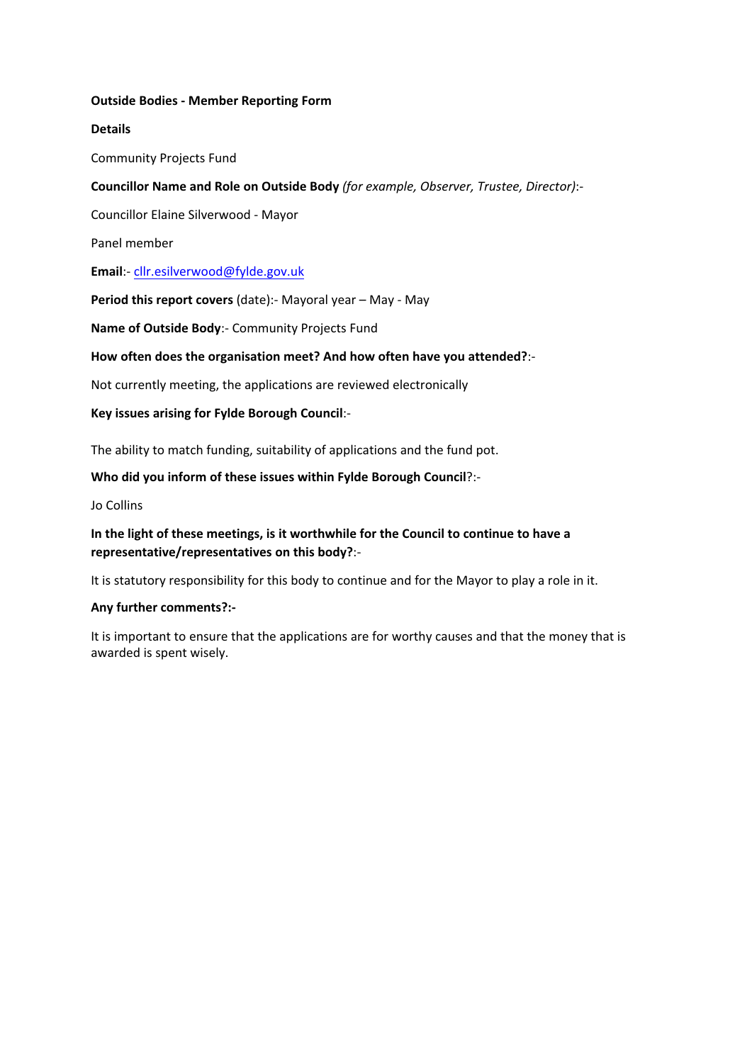**Outside Bodies - Member Reporting Form**

**Details**

Community Projects Fund

**Councillor Name and Role on Outside Body** *(for example, Observer, Trustee, Director)*:-

Councillor Elaine Silverwood - Mayor

Panel member

**Email**:- cllr.esilverwood@fylde.gov.uk

**Period this report covers** (date):- Mayoral year – May - May

**Name of Outside Body**:- Community Projects Fund

**How often does the organisation meet? And how often have you attended?**:-

Not currently meeting, the applications are reviewed electronically

**Key issues arising for Fylde Borough Council**:-

The ability to match funding, suitability of applications and the fund pot.

**Who did you inform of these issues within Fylde Borough Council**?:-

Jo Collins

**In the light of these meetings, is it worthwhile for the Council to continue to have a representative/representatives on this body?**:-

It is statutory responsibility for this body to continue and for the Mayor to play a role in it.

**Any further comments?:-**

It is important to ensure that the applications are for worthy causes and that the money that is awarded is spent wisely.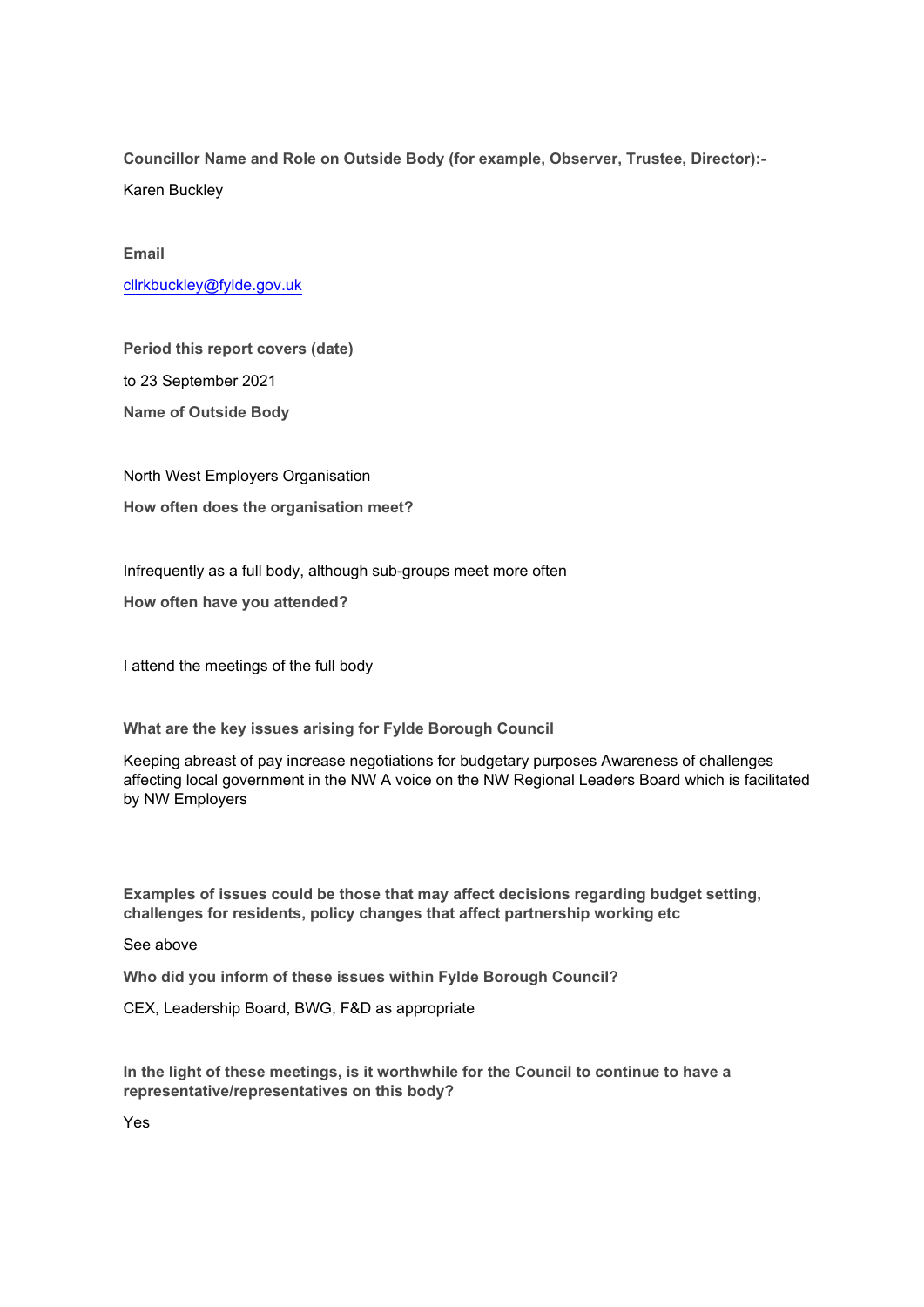**Councillor Name and Role on Outside Body (for example, Observer, Trustee, Director):-**

Karen Buckley

**Email**

cllrkbuckley@fylde.gov.uk

**Period this report covers (date)**

to 23 September 2021

**Name of Outside Body**

North West Employers Organisation

**How often does the organisation meet?**

Infrequently as a full body, although sub-groups meet more often

**How often have you attended?**

I attend the meetings of the full body

**What are the key issues arising for Fylde Borough Council**

Keeping abreast of pay increase negotiations for budgetary purposes Awareness of challenges affecting local government in the NW A voice on the NW Regional Leaders Board which is facilitated by NW Employers

**Examples of issues could be those that may affect decisions regarding budget setting, challenges for residents, policy changes that affect partnership working etc**

See above

**Who did you inform of these issues within Fylde Borough Council?**

CEX, Leadership Board, BWG, F&D as appropriate

**In the light of these meetings, is it worthwhile for the Council to continue to have a representative/representatives on this body?**

Yes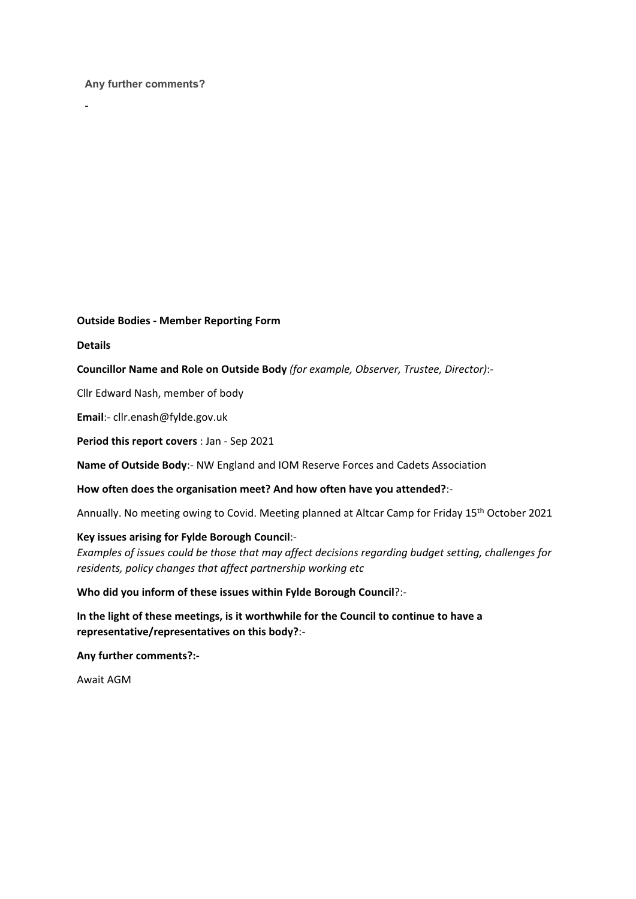**Any further comments?**

-

**Outside Bodies - Member Reporting Form**

**Details**

**Councillor Name and Role on Outside Body** *(for example, Observer, Trustee, Director)*:-

Cllr Edward Nash, member of body

**Email**:- cllr.enash@fylde.gov.uk

**Period this report covers** : Jan - Sep 2021

**Name of Outside Body**:- NW England and IOM Reserve Forces and Cadets Association

**How often does the organisation meet? And how often have you attended?**:-

Annually. No meeting owing to Covid. Meeting planned at Altcar Camp for Friday 15th October 2021

**Key issues arising for Fylde Borough Council**:-
*Examples of issues could be those that may affect decisions regarding budget setting, challenges for residents, policy changes that affect partnership working etc*

**Who did you inform of these issues within Fylde Borough Council**?:-

**In the light of these meetings, is it worthwhile for the Council to continue to have a representative/representatives on this body?**:-

**Any further comments?:-**

Await AGM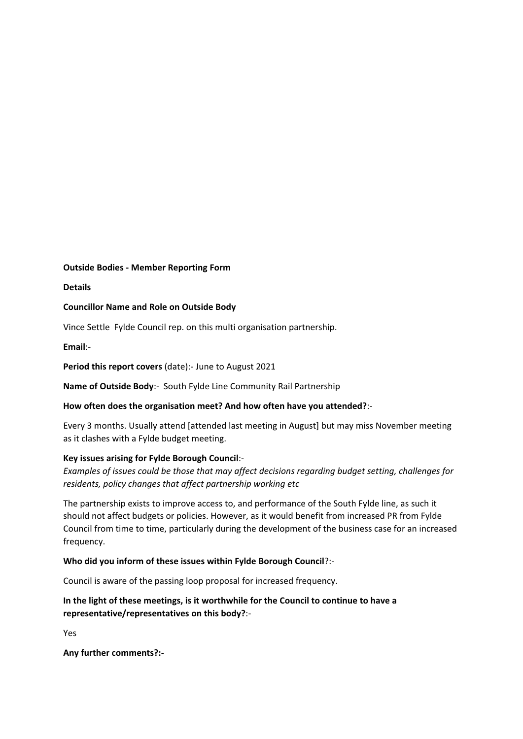**Outside Bodies - Member Reporting Form**

**Details**

**Councillor Name and Role on Outside Body**

Vince Settle Fylde Council rep. on this multi organisation partnership.

**Email**:-

**Period this report covers** (date):- June to August 2021

**Name of Outside Body**:- South Fylde Line Community Rail Partnership

**How often does the organisation meet? And how often have you attended?**:-

Every 3 months. Usually attend [attended last meeting in August] but may miss November meeting as it clashes with a Fylde budget meeting.

**Key issues arising for Fylde Borough Council**:-

*Examples of issues could be those that may affect decisions regarding budget setting, challenges for residents, policy changes that affect partnership working etc*

The partnership exists to improve access to, and performance of the South Fylde line, as such it should not affect budgets or policies. However, as it would benefit from increased PR from Fylde Council from time to time, particularly during the development of the business case for an increased frequency.

**Who did you inform of these issues within Fylde Borough Council**?:-

Council is aware of the passing loop proposal for increased frequency.

**In the light of these meetings, is it worthwhile for the Council to continue to have a representative/representatives on this body?**:-

Yes

**Any further comments?:-**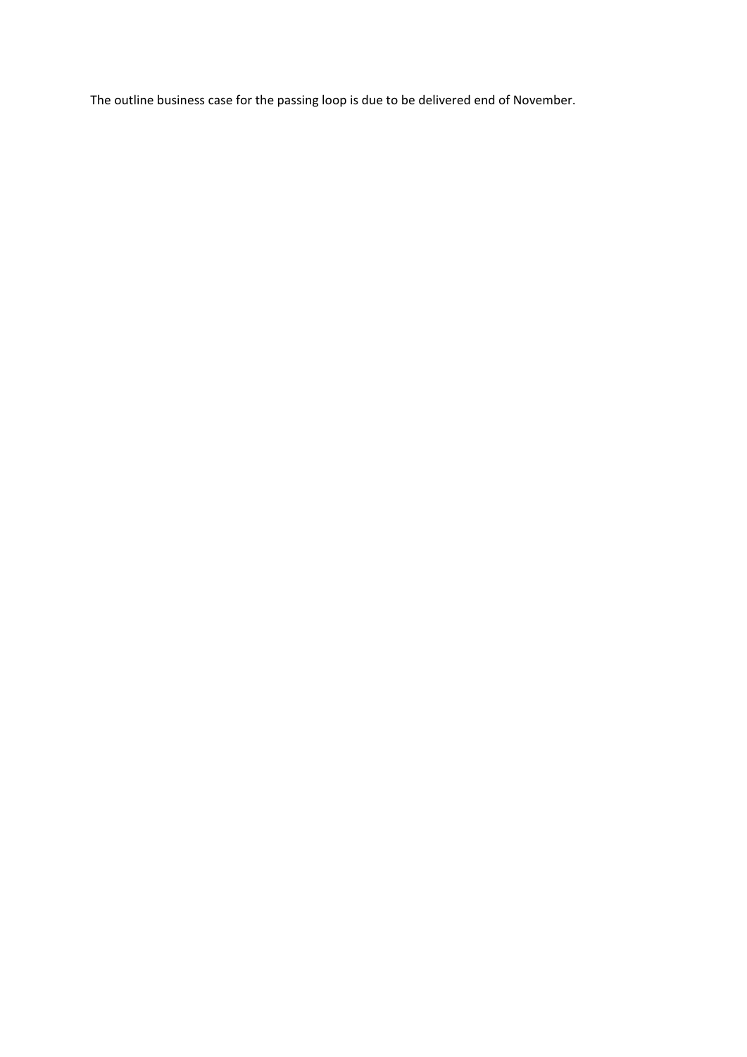The outline business case for the passing loop is due to be delivered end of November.